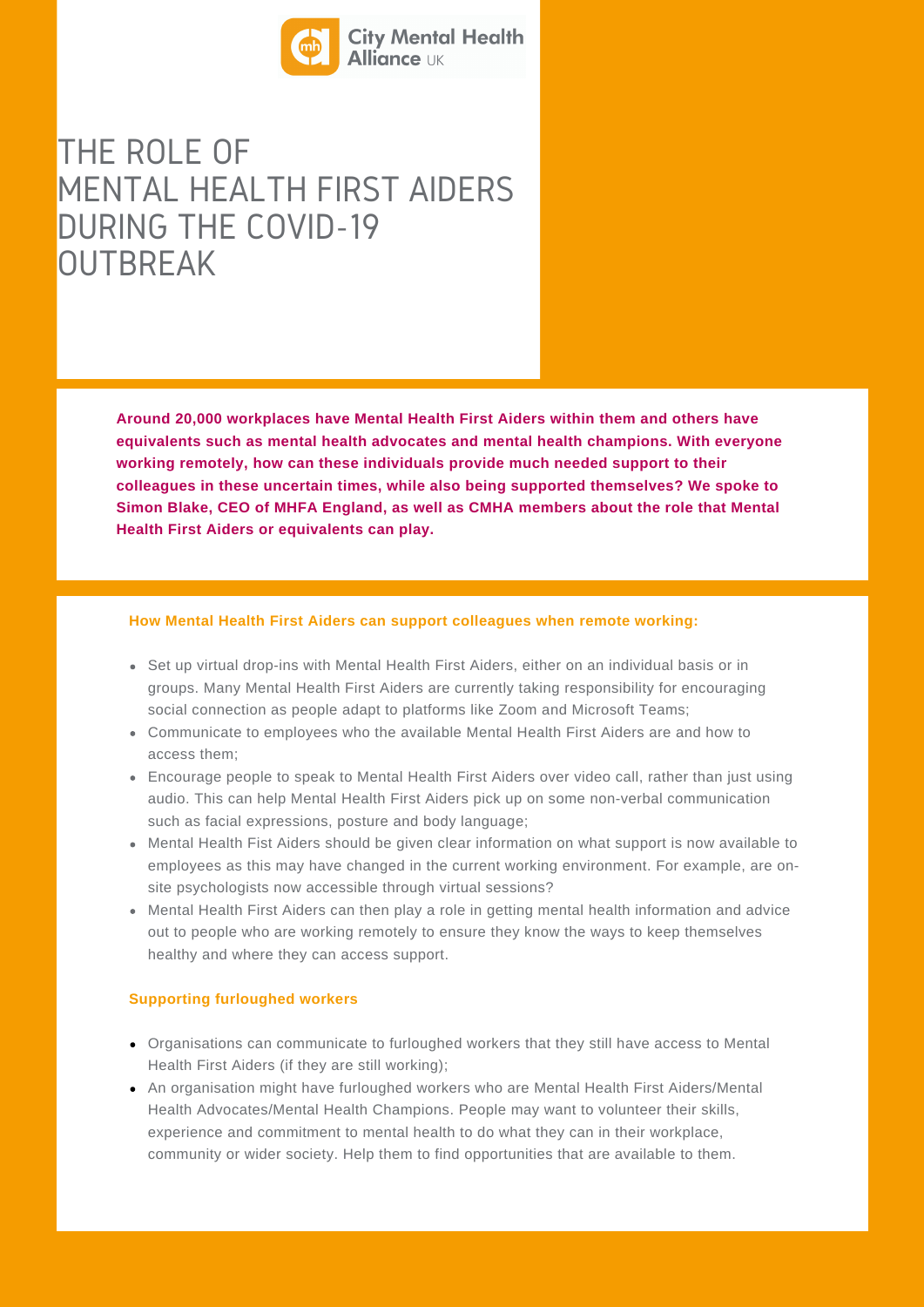City Mental Health Alliance UK

# THE ROLE OF MENTAL HEALTH FIRST AIDERS DURING THE COVID-19 OUTBREAK

**Around 20,000 workplaces have Mental Health First Aiders within them and others have equivalents such as mental health advocates and mental health champions. With everyone working remotely, how can these individuals provide much needed support to their colleagues in these uncertain times, while also being supported themselves? We spoke to Simon Blake, CEO of MHFA England, as well as CMHA members about the role that Mental Health First Aiders or equivalents can play.**

### How Mental Health First Aiders can support colleagues when remote working:

- Set up virtual drop-ins with Mental Health First Aiders, either on an individual basis or in groups. Many Mental Health First Aiders are currently taking responsibility for encouraging social connection as people adapt to platforms like Zoom and Microsoft Teams;
- Communicate to employees who the available Mental Health First Aiders are and how to access them;
- Encourage people to speak to Mental Health First Aiders over video call, rather than just using audio. This can help Mental Health First Aiders pick up on some non-verbal communication such as facial expressions, posture and body language;
- Mental Health Fist Aiders should be given clear information on what support is now available to employees as this may have changed in the current working environment. For example, are on-site psychologists now accessible through virtual sessions?
- Mental Health First Aiders can then play a role in getting mental health information and advice out to people who are working remotely to ensure they know the ways to keep themselves healthy and where they can access support.

### Supporting furloughed workers

- Organisations can communicate to furloughed workers that they still have access to Mental Health First Aiders (if they are still working);
- An organisation might have furloughed workers who are Mental Health First Aiders/Mental Health Advocates/Mental Health Champions. People may want to volunteer their skills, experience and commitment to mental health to do what they can in their workplace, community or wider society. Help them to find opportunities that are available to them.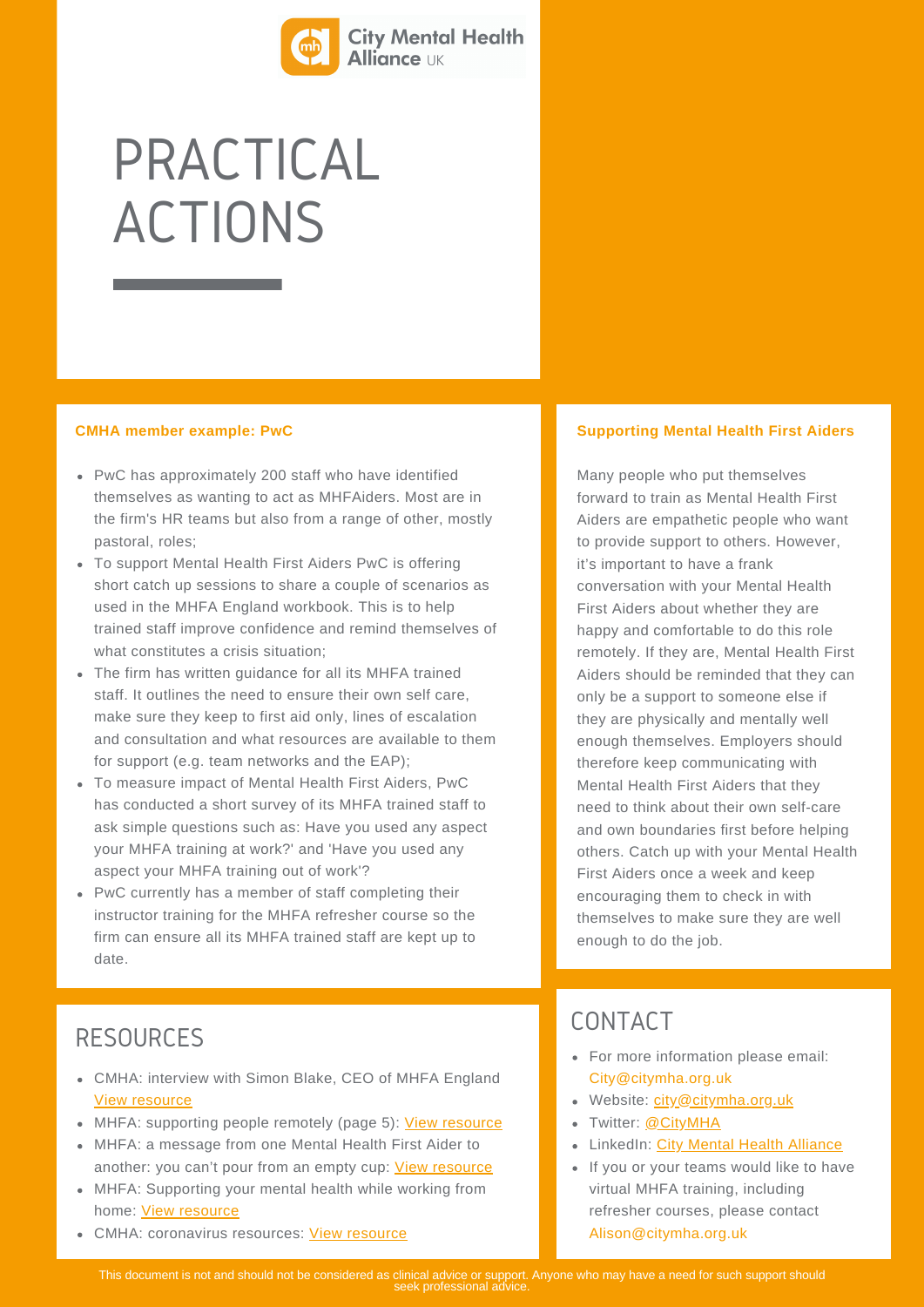City Mental Health Alliance UK

# PRACTICAL ACTIONS

### CMHA member example: PwC

- PwC has approximately 200 staff who have identified themselves as wanting to act as MHFAiders. Most are in the firm's HR teams but also from a range of other, mostly pastoral, roles;
- To support Mental Health First Aiders PwC is offering short catch up sessions to share a couple of scenarios as used in the MHFA England workbook. This is to help trained staff improve confidence and remind themselves of what constitutes a crisis situation;
- The firm has written guidance for all its MHFA trained staff. It outlines the need to ensure their own self care, make sure they keep to first aid only, lines of escalation and consultation and what resources are available to them for support (e.g. team networks and the EAP);
- To measure impact of Mental Health First Aiders, PwC has conducted a short survey of its MHFA trained staff to ask simple questions such as: Have you used any aspect your MHFA training at work?' and 'Have you used any aspect your MHFA training out of work'?
- PwC currently has a member of staff completing their instructor training for the MHFA refresher course so the firm can ensure all its MHFA trained staff are kept up to date.

### Supporting Mental Health First Aiders

Many people who put themselves forward to train as Mental Health First Aiders are empathetic people who want to provide support to others. However, it's important to have a frank conversation with your Mental Health First Aiders about whether they are happy and comfortable to do this role remotely. If they are, Mental Health First Aiders should be reminded that they can only be a support to someone else if they are physically and mentally well enough themselves. Employers should therefore keep communicating with Mental Health First Aiders that they need to think about their own self-care and own boundaries first before helping others. Catch up with your Mental Health First Aiders once a week and keep encouraging them to check in with themselves to make sure they are well enough to do the job.

## RESOURCES

- CMHA: interview with Simon Blake, CEO of MHFA England View resource
- MHFA: supporting people remotely (page 5): View resource
- MHFA: a message from one Mental Health First Aider to another: you can't pour from an empty cup: View resource
- MHFA: Supporting your mental health while working from home: View resource
- CMHA: coronavirus resources: View resource

## CONTACT

- For more information please email: City@citymha.org.uk
- Website: city@citymha.org.uk
- Twitter: @CityMHA
- LinkedIn: City Mental Health Alliance
- If you or your teams would like to have virtual MHFA training, including refresher courses, please contact Alison@citymha.org.uk

This document is not and should not be considered as clinical advice or support. Anyone who may have a need for such support should seek professional advice.